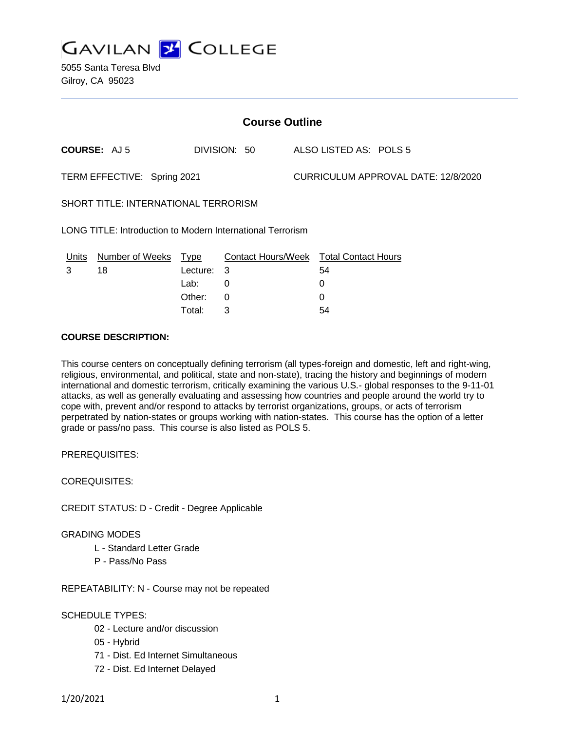# GAVILAN COLLEGE

5055 Santa Teresa Blvd
Gilroy, CA 95023

## Course Outline

**COURSE:** AJ 5 DIVISION: 50 ALSO LISTED AS: POLS 5

TERM EFFECTIVE: Spring 2021 CURRICULUM APPROVAL DATE: 12/8/2020

SHORT TITLE: INTERNATIONAL TERRORISM

LONG TITLE: Introduction to Modern International Terrorism

| Units | Number of Weeks | Type | Contact Hours/Week | Total Contact Hours |
|---|---|---|---|---|
| 3 | 18 | Lecture: | 3 | 54 |
| | | Lab: | 0 | 0 |
| | | Other: | 0 | 0 |
| | | Total: | 3 | 54 |

**COURSE DESCRIPTION:**

This course centers on conceptually defining terrorism (all types-foreign and domestic, left and right-wing, religious, environmental, and political, state and non-state), tracing the history and beginnings of modern international and domestic terrorism, critically examining the various U.S.- global responses to the 9-11-01 attacks, as well as generally evaluating and assessing how countries and people around the world try to cope with, prevent and/or respond to attacks by terrorist organizations, groups, or acts of terrorism perpetrated by nation-states or groups working with nation-states. This course has the option of a letter grade or pass/no pass. This course is also listed as POLS 5.

PREREQUISITES:

COREQUISITES:

CREDIT STATUS: D - Credit - Degree Applicable

GRADING MODES

- L - Standard Letter Grade
- P - Pass/No Pass

REPEATABILITY: N - Course may not be repeated

SCHEDULE TYPES:

- 02 - Lecture and/or discussion
- 05 - Hybrid
- 71 - Dist. Ed Internet Simultaneous
- 72 - Dist. Ed Internet Delayed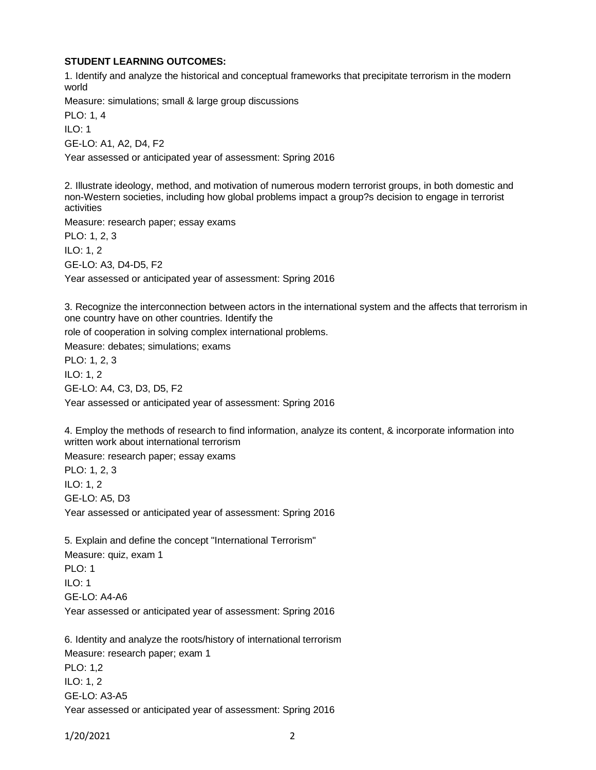**STUDENT LEARNING OUTCOMES:**

1. Identify and analyze the historical and conceptual frameworks that precipitate terrorism in the modern world

Measure: simulations; small & large group discussions

PLO: 1, 4

ILO: 1

GE-LO: A1, A2, D4, F2

Year assessed or anticipated year of assessment: Spring 2016

2. Illustrate ideology, method, and motivation of numerous modern terrorist groups, in both domestic and non-Western societies, including how global problems impact a group?s decision to engage in terrorist activities

Measure: research paper; essay exams

PLO: 1, 2, 3

ILO: 1, 2

GE-LO: A3, D4-D5, F2

Year assessed or anticipated year of assessment: Spring 2016

3. Recognize the interconnection between actors in the international system and the affects that terrorism in one country have on other countries. Identify the role of cooperation in solving complex international problems.

Measure: debates; simulations; exams

PLO: 1, 2, 3

ILO: 1, 2

GE-LO: A4, C3, D3, D5, F2

Year assessed or anticipated year of assessment: Spring 2016

4. Employ the methods of research to find information, analyze its content, & incorporate information into written work about international terrorism

Measure: research paper; essay exams

PLO: 1, 2, 3

ILO: 1, 2

GE-LO: A5, D3

Year assessed or anticipated year of assessment: Spring 2016

5. Explain and define the concept "International Terrorism"

Measure: quiz, exam 1

PLO: 1

ILO: 1

GE-LO: A4-A6

Year assessed or anticipated year of assessment: Spring 2016

6. Identity and analyze the roots/history of international terrorism

Measure: research paper; exam 1

PLO: 1,2

ILO: 1, 2

GE-LO: A3-A5

Year assessed or anticipated year of assessment: Spring 2016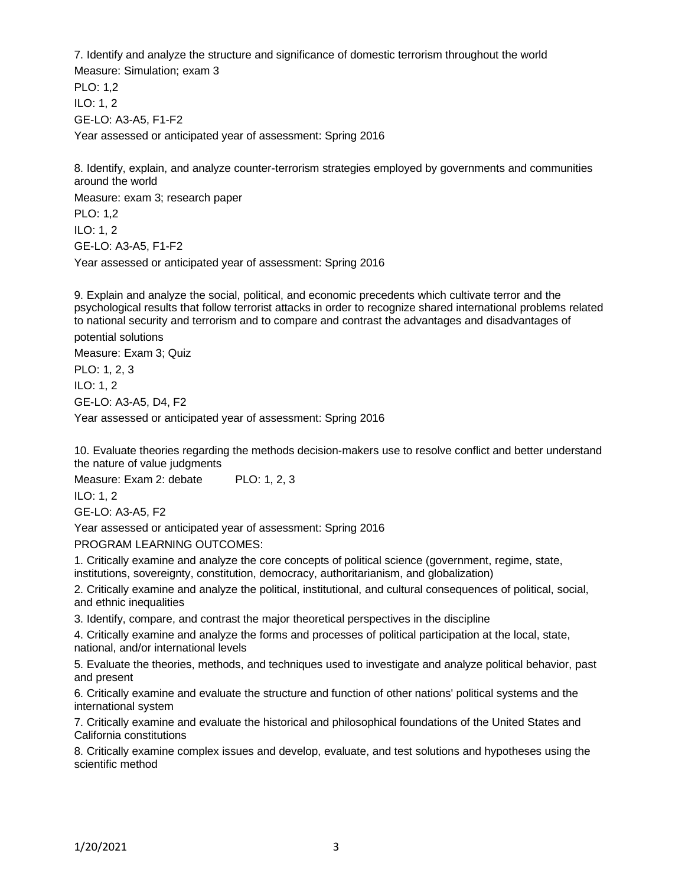7. Identify and analyze the structure and significance of domestic terrorism throughout the world

Measure: Simulation; exam 3

PLO: 1,2

ILO: 1, 2

GE-LO: A3-A5, F1-F2

Year assessed or anticipated year of assessment: Spring 2016

8. Identify, explain, and analyze counter-terrorism strategies employed by governments and communities around the world

Measure: exam 3; research paper

PLO: 1,2

ILO: 1, 2

GE-LO: A3-A5, F1-F2

Year assessed or anticipated year of assessment: Spring 2016

9. Explain and analyze the social, political, and economic precedents which cultivate terror and the psychological results that follow terrorist attacks in order to recognize shared international problems related to national security and terrorism and to compare and contrast the advantages and disadvantages of potential solutions

Measure: Exam 3; Quiz

PLO: 1, 2, 3

ILO: 1, 2

GE-LO: A3-A5, D4, F2

Year assessed or anticipated year of assessment: Spring 2016

10. Evaluate theories regarding the methods decision-makers use to resolve conflict and better understand the nature of value judgments

Measure: Exam 2: debate PLO: 1, 2, 3

ILO: 1, 2

GE-LO: A3-A5, F2

Year assessed or anticipated year of assessment: Spring 2016

PROGRAM LEARNING OUTCOMES:

1. Critically examine and analyze the core concepts of political science (government, regime, state, institutions, sovereignty, constitution, democracy, authoritarianism, and globalization)
2. Critically examine and analyze the political, institutional, and cultural consequences of political, social, and ethnic inequalities
3. Identify, compare, and contrast the major theoretical perspectives in the discipline
4. Critically examine and analyze the forms and processes of political participation at the local, state, national, and/or international levels
5. Evaluate the theories, methods, and techniques used to investigate and analyze political behavior, past and present
6. Critically examine and evaluate the structure and function of other nations' political systems and the international system
7. Critically examine and evaluate the historical and philosophical foundations of the United States and California constitutions
8. Critically examine complex issues and develop, evaluate, and test solutions and hypotheses using the scientific method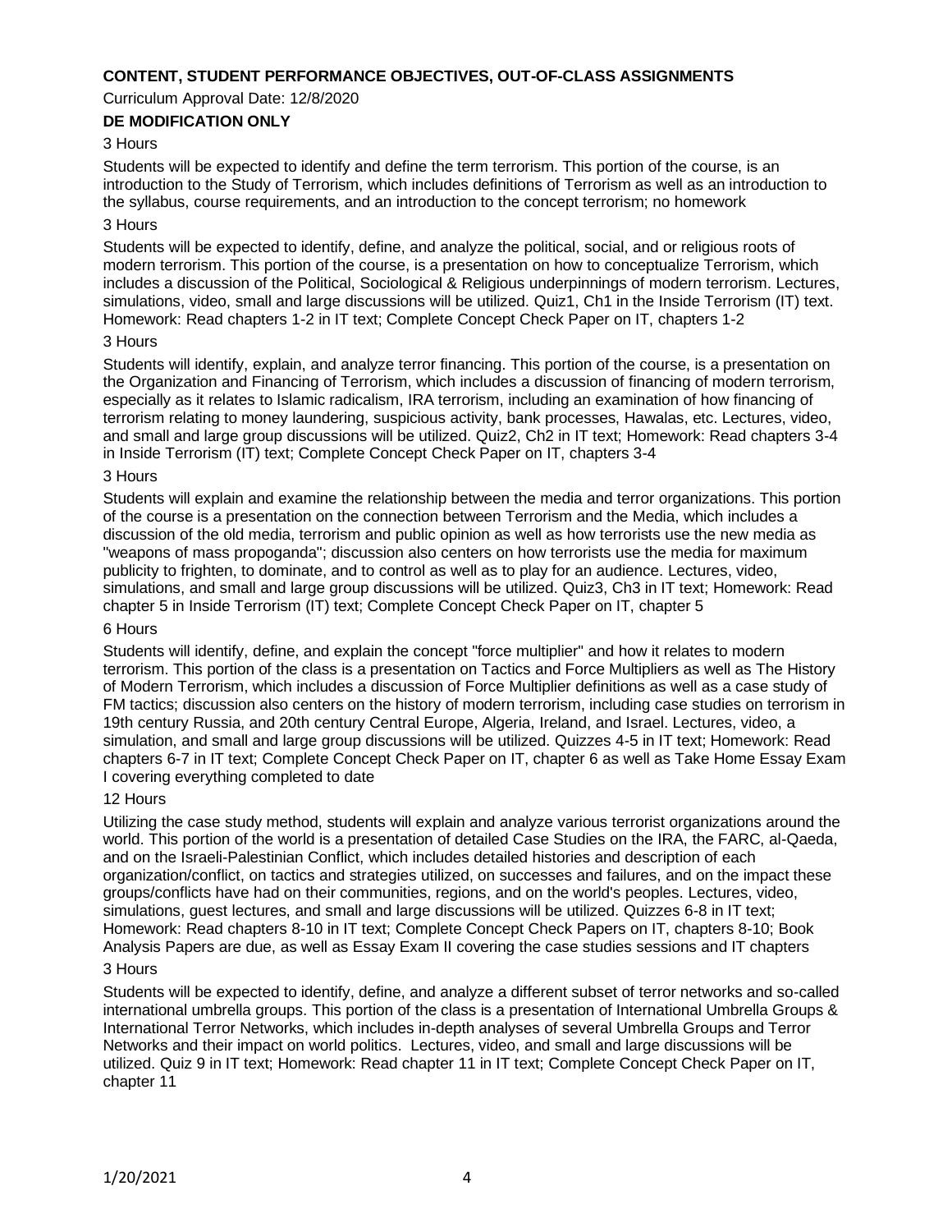## CONTENT, STUDENT PERFORMANCE OBJECTIVES, OUT-OF-CLASS ASSIGNMENTS

Curriculum Approval Date: 12/8/2020

**DE MODIFICATION ONLY**

3 Hours

Students will be expected to identify and define the term terrorism. This portion of the course, is an introduction to the Study of Terrorism, which includes definitions of Terrorism as well as an introduction to the syllabus, course requirements, and an introduction to the concept terrorism; no homework

3 Hours

Students will be expected to identify, define, and analyze the political, social, and or religious roots of modern terrorism. This portion of the course, is a presentation on how to conceptualize Terrorism, which includes a discussion of the Political, Sociological & Religious underpinnings of modern terrorism. Lectures, simulations, video, small and large discussions will be utilized. Quiz1, Ch1 in the Inside Terrorism (IT) text. Homework: Read chapters 1-2 in IT text; Complete Concept Check Paper on IT, chapters 1-2

3 Hours

Students will identify, explain, and analyze terror financing. This portion of the course, is a presentation on the Organization and Financing of Terrorism, which includes a discussion of financing of modern terrorism, especially as it relates to Islamic radicalism, IRA terrorism, including an examination of how financing of terrorism relating to money laundering, suspicious activity, bank processes, Hawalas, etc. Lectures, video, and small and large group discussions will be utilized. Quiz2, Ch2 in IT text; Homework: Read chapters 3-4 in Inside Terrorism (IT) text; Complete Concept Check Paper on IT, chapters 3-4

3 Hours

Students will explain and examine the relationship between the media and terror organizations. This portion of the course is a presentation on the connection between Terrorism and the Media, which includes a discussion of the old media, terrorism and public opinion as well as how terrorists use the new media as "weapons of mass propoganda"; discussion also centers on how terrorists use the media for maximum publicity to frighten, to dominate, and to control as well as to play for an audience. Lectures, video, simulations, and small and large group discussions will be utilized. Quiz3, Ch3 in IT text; Homework: Read chapter 5 in Inside Terrorism (IT) text; Complete Concept Check Paper on IT, chapter 5

6 Hours

Students will identify, define, and explain the concept "force multiplier" and how it relates to modern terrorism. This portion of the class is a presentation on Tactics and Force Multipliers as well as The History of Modern Terrorism, which includes a discussion of Force Multiplier definitions as well as a case study of FM tactics; discussion also centers on the history of modern terrorism, including case studies on terrorism in 19th century Russia, and 20th century Central Europe, Algeria, Ireland, and Israel. Lectures, video, a simulation, and small and large group discussions will be utilized. Quizzes 4-5 in IT text; Homework: Read chapters 6-7 in IT text; Complete Concept Check Paper on IT, chapter 6 as well as Take Home Essay Exam I covering everything completed to date

12 Hours

Utilizing the case study method, students will explain and analyze various terrorist organizations around the world. This portion of the world is a presentation of detailed Case Studies on the IRA, the FARC, al-Qaeda, and on the Israeli-Palestinian Conflict, which includes detailed histories and description of each organization/conflict, on tactics and strategies utilized, on successes and failures, and on the impact these groups/conflicts have had on their communities, regions, and on the world's peoples. Lectures, video, simulations, guest lectures, and small and large discussions will be utilized. Quizzes 6-8 in IT text; Homework: Read chapters 8-10 in IT text; Complete Concept Check Papers on IT, chapters 8-10; Book Analysis Papers are due, as well as Essay Exam II covering the case studies sessions and IT chapters

3 Hours

Students will be expected to identify, define, and analyze a different subset of terror networks and so-called international umbrella groups. This portion of the class is a presentation of International Umbrella Groups & International Terror Networks, which includes in-depth analyses of several Umbrella Groups and Terror Networks and their impact on world politics. Lectures, video, and small and large discussions will be utilized. Quiz 9 in IT text; Homework: Read chapter 11 in IT text; Complete Concept Check Paper on IT, chapter 11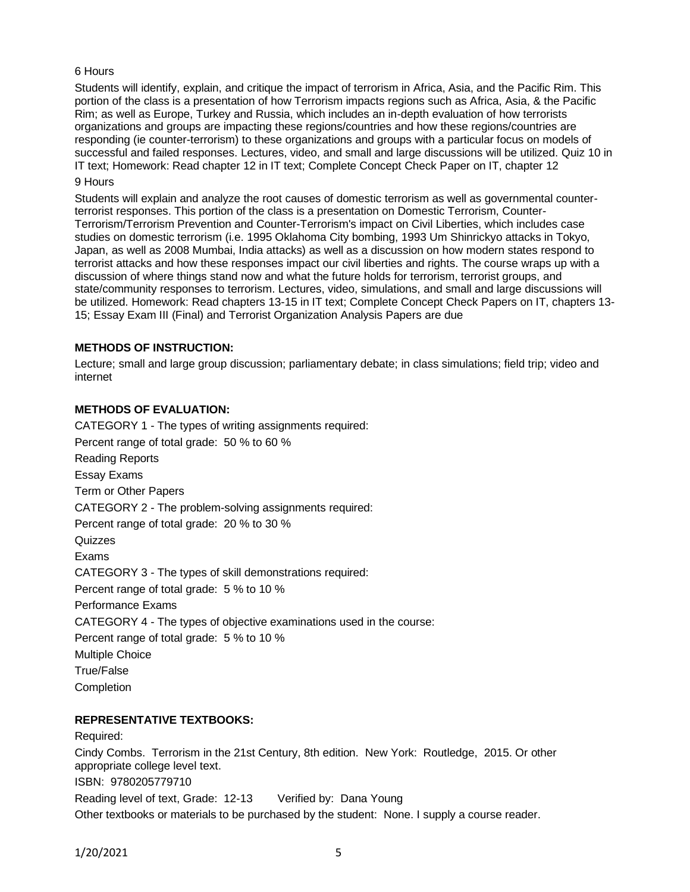6 Hours

Students will identify, explain, and critique the impact of terrorism in Africa, Asia, and the Pacific Rim. This portion of the class is a presentation of how Terrorism impacts regions such as Africa, Asia, & the Pacific Rim; as well as Europe, Turkey and Russia, which includes an in-depth evaluation of how terrorists organizations and groups are impacting these regions/countries and how these regions/countries are responding (ie counter-terrorism) to these organizations and groups with a particular focus on models of successful and failed responses. Lectures, video, and small and large discussions will be utilized. Quiz 10 in IT text; Homework: Read chapter 12 in IT text; Complete Concept Check Paper on IT, chapter 12

9 Hours

Students will explain and analyze the root causes of domestic terrorism as well as governmental counter-terrorist responses. This portion of the class is a presentation on Domestic Terrorism, Counter-Terrorism/Terrorism Prevention and Counter-Terrorism's impact on Civil Liberties, which includes case studies on domestic terrorism (i.e. 1995 Oklahoma City bombing, 1993 Um Shinrickyo attacks in Tokyo, Japan, as well as 2008 Mumbai, India attacks) as well as a discussion on how modern states respond to terrorist attacks and how these responses impact our civil liberties and rights. The course wraps up with a discussion of where things stand now and what the future holds for terrorism, terrorist groups, and state/community responses to terrorism. Lectures, video, simulations, and small and large discussions will be utilized. Homework: Read chapters 13-15 in IT text; Complete Concept Check Papers on IT, chapters 13-15; Essay Exam III (Final) and Terrorist Organization Analysis Papers are due

**METHODS OF INSTRUCTION:**

Lecture; small and large group discussion; parliamentary debate; in class simulations; field trip; video and internet

**METHODS OF EVALUATION:**

CATEGORY 1 - The types of writing assignments required:

Percent range of total grade: 50 % to 60 %

Reading Reports

Essay Exams

Term or Other Papers

CATEGORY 2 - The problem-solving assignments required:

Percent range of total grade: 20 % to 30 %

Quizzes

Exams

CATEGORY 3 - The types of skill demonstrations required:

Percent range of total grade: 5 % to 10 %

Performance Exams

CATEGORY 4 - The types of objective examinations used in the course:

Percent range of total grade: 5 % to 10 %

Multiple Choice

True/False

Completion

**REPRESENTATIVE TEXTBOOKS:**

Required:

Cindy Combs. Terrorism in the 21st Century, 8th edition. New York: Routledge, 2015. Or other appropriate college level text.

ISBN: 9780205779710

Reading level of text, Grade: 12-13 Verified by: Dana Young

Other textbooks or materials to be purchased by the student: None. I supply a course reader.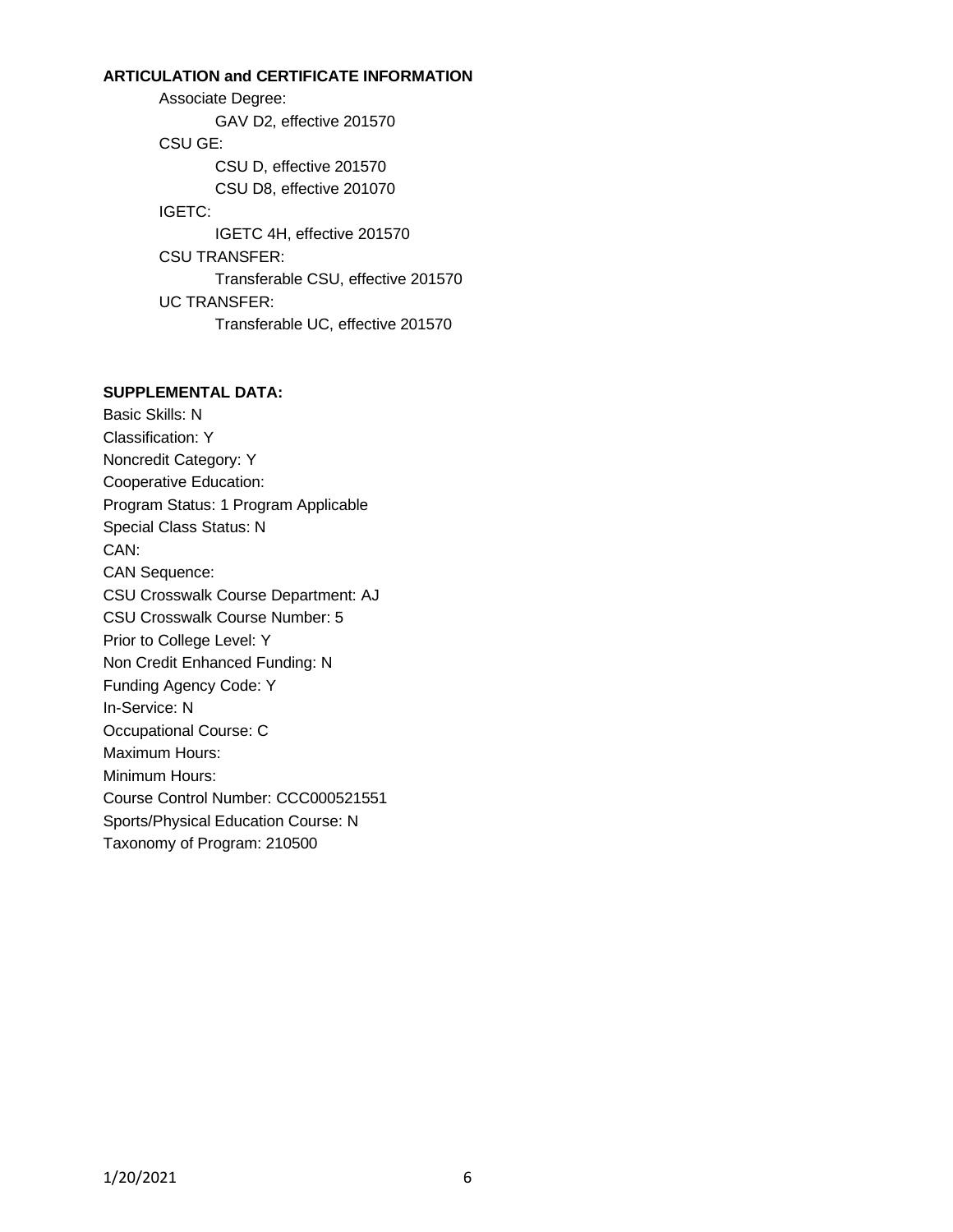## ARTICULATION and CERTIFICATE INFORMATION

Associate Degree:

GAV D2, effective 201570

CSU GE:

CSU D, effective 201570

CSU D8, effective 201070

IGETC:

IGETC 4H, effective 201570

CSU TRANSFER:

Transferable CSU, effective 201570

UC TRANSFER:

Transferable UC, effective 201570

## SUPPLEMENTAL DATA:

Basic Skills: N
Classification: Y
Noncredit Category: Y
Cooperative Education:
Program Status: 1 Program Applicable
Special Class Status: N
CAN:
CAN Sequence:
CSU Crosswalk Course Department: AJ
CSU Crosswalk Course Number: 5
Prior to College Level: Y
Non Credit Enhanced Funding: N
Funding Agency Code: Y
In-Service: N
Occupational Course: C
Maximum Hours:
Minimum Hours:
Course Control Number: CCC000521551
Sports/Physical Education Course: N
Taxonomy of Program: 210500